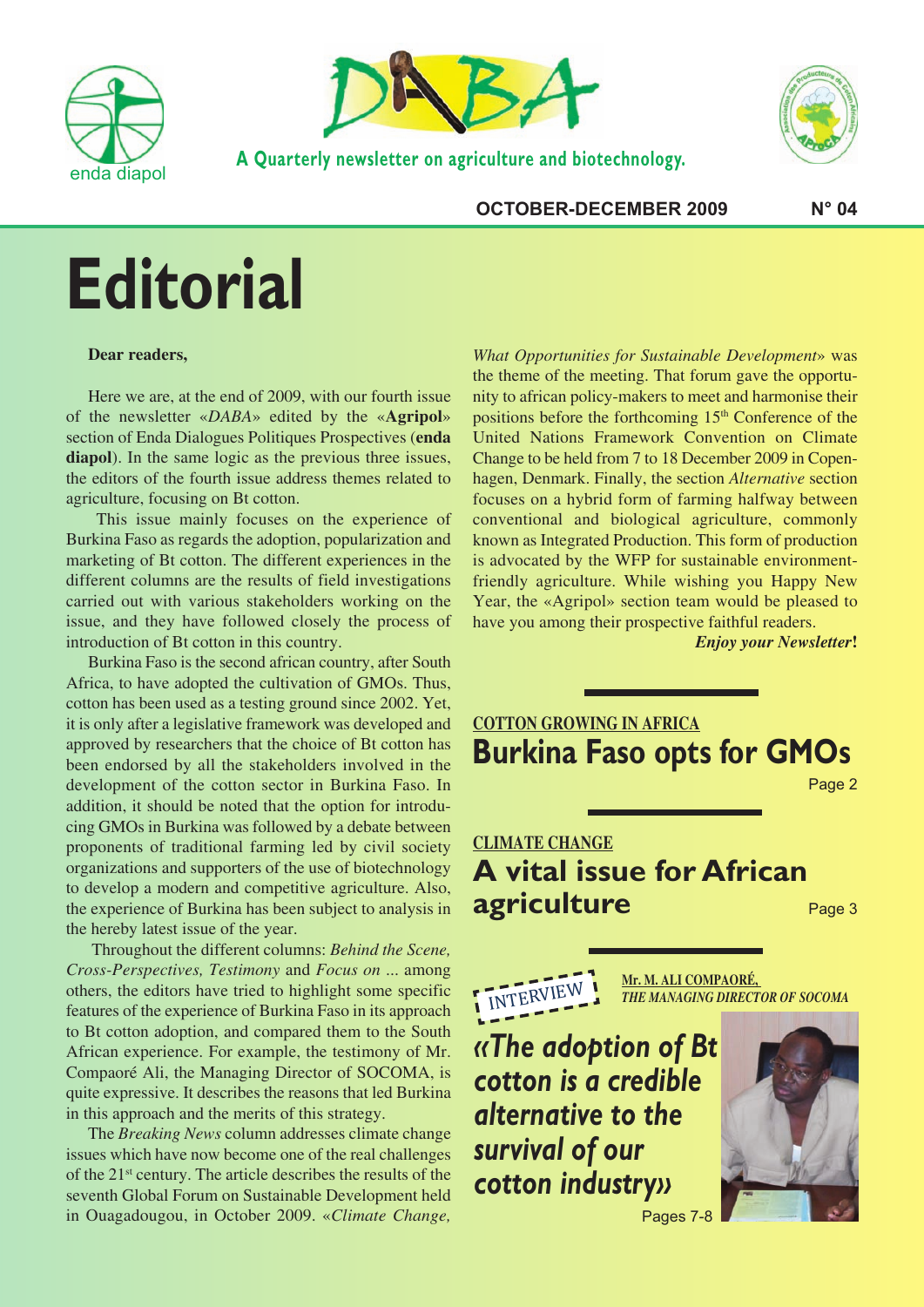enda diapol

# DABA

A Quarterly newsletter on agriculture and biotechnology.

**OCTOBER-DECEMBER 2009** **N° 04**

# Editorial

**Dear readers,**

Here we are, at the end of 2009, with our fourth issue of the newsletter «*DABA*» edited by the «**Agripol**» section of Enda Dialogues Politiques Prospectives (**enda diapol**). In the same logic as the previous three issues, the editors of the fourth issue address themes related to agriculture, focusing on Bt cotton.

This issue mainly focuses on the experience of Burkina Faso as regards the adoption, popularization and marketing of Bt cotton. The different experiences in the different columns are the results of field investigations carried out with various stakeholders working on the issue, and they have followed closely the process of introduction of Bt cotton in this country.

Burkina Faso is the second african country, after South Africa, to have adopted the cultivation of GMOs. Thus, cotton has been used as a testing ground since 2002. Yet, it is only after a legislative framework was developed and approved by researchers that the choice of Bt cotton has been endorsed by all the stakeholders involved in the development of the cotton sector in Burkina Faso. In addition, it should be noted that the option for introducing GMOs in Burkina was followed by a debate between proponents of traditional farming led by civil society organizations and supporters of the use of biotechnology to develop a modern and competitive agriculture. Also, the experience of Burkina has been subject to analysis in the hereby latest issue of the year.

Throughout the different columns: *Behind the Scene, Cross-Perspectives, Testimony* and *Focus on ...* among others, the editors have tried to highlight some specific features of the experience of Burkina Faso in its approach to Bt cotton adoption, and compared them to the South African experience. For example, the testimony of Mr. Compaoré Ali, the Managing Director of SOCOMA, is quite expressive. It describes the reasons that led Burkina in this approach and the merits of this strategy.

The *Breaking News* column addresses climate change issues which have now become one of the real challenges of the 21st century. The article describes the results of the seventh Global Forum on Sustainable Development held in Ouagadougou, in October 2009. «*Climate Change, What Opportunities for Sustainable Development*» was the theme of the meeting. That forum gave the opportunity to african policy-makers to meet and harmonise their positions before the forthcoming 15th Conference of the United Nations Framework Convention on Climate Change to be held from 7 to 18 December 2009 in Copenhagen, Denmark. Finally, the section *Alternative* section focuses on a hybrid form of farming halfway between conventional and biological agriculture, commonly known as Integrated Production. This form of production is advocated by the WFP for sustainable environment-friendly agriculture. While wishing you Happy New Year, the «Agripol» section team would be pleased to have you among their prospective faithful readers.

***Enjoy your Newsletter!***

---

**COTTON GROWING IN AFRICA**

## Burkina Faso opts for GMOs

Page 2

---

**CLIMATE CHANGE**

## A vital issue for African agriculture

Page 3

---

INTERVIEW

**Mr. M. ALI COMPAORÉ,**
***THE MANAGING DIRECTOR OF SOCOMA***

## *«The adoption of Bt cotton is a credible alternative to the survival of our cotton industry»*

Pages 7-8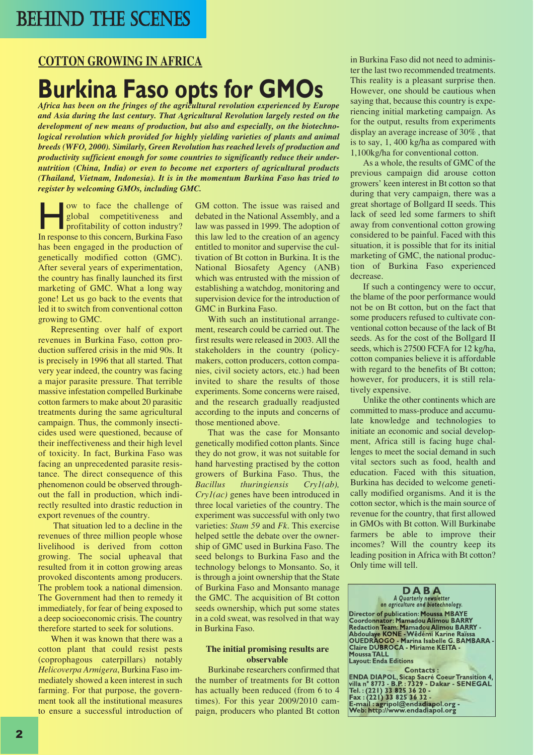# BEHIND THE SCENES

## COTTON GROWING IN AFRICA

# Burkina Faso opts for GMOs

***Africa has been on the fringes of the agricultural revolution experienced by Europe and Asia during the last century. That Agricultural Revolution largely rested on the development of new means of production, but also and especially, on the biotechnological revolution which provided for highly yielding varieties of plants and animal breeds (WFO, 2000). Similarly, Green Revolution has reached levels of production and productivity sufficient enough for some countries to significantly reduce their undernutrition (China, India) or even to become net exporters of agricultural products (Thailand, Vietnam, Indonesia). It is in the momentum Burkina Faso has tried to register by welcoming GMOs, including GMC.***

How to face the challenge of global competitiveness and profitability of cotton industry? In response to this concern, Burkina Faso has been engaged in the production of genetically modified cotton (GMC). After several years of experimentation, the country has finally launched its first marketing of GMC. What a long way gone! Let us go back to the events that led it to switch from conventional cotton growing to GMC.

Representing over half of export revenues in Burkina Faso, cotton production suffered crisis in the mid 90s. It is precisely in 1996 that all started. That very year indeed, the country was facing a major parasite pressure. That terrible massive infestation compelled Burkinabe cotton farmers to make about 20 parasitic treatments during the same agricultural campaign. Thus, the commonly insecticides used were questioned, because of their ineffectiveness and their high level of toxicity. In fact, Burkina Faso was facing an unprecedented parasite resistance. The direct consequence of this phenomenon could be observed throughout the fall in production, which indirectly resulted into drastic reduction in export revenues of the country.

That situation led to a decline in the revenues of three million people whose livelihood is derived from cotton growing. The social upheaval that resulted from it in cotton growing areas provoked discontents among producers. The problem took a national dimension. The Government had then to remedy it immediately, for fear of being exposed to a deep socioeconomic crisis. The country therefore started to seek for solutions.

When it was known that there was a cotton plant that could resist pests (coprophagous caterpillars) notably *Helicoverpa Armigera*, Burkina Faso immediately showed a keen interest in such farming. For that purpose, the government took all the institutional measures to ensure a successful introduction of GM cotton. The issue was raised and debated in the National Assembly, and a law was passed in 1999. The adoption of this law led to the creation of an agency entitled to monitor and supervise the cultivation of Bt cotton in Burkina. It is the National Biosafety Agency (ANB) which was entrusted with the mission of establishing a watchdog, monitoring and supervision device for the introduction of GMC in Burkina Faso.

With such an institutional arrangement, research could be carried out. The first results were released in 2003. All the stakeholders in the country (policymakers, cotton producers, cotton companies, civil society actors, etc.) had been invited to share the results of those experiments. Some concerns were raised, and the research gradually readjusted according to the inputs and concerns of those mentioned above.

That was the case for Monsanto genetically modified cotton plants. Since they do not grow, it was not suitable for hand harvesting practised by the cotton growers of Burkina Faso. Thus, the *Bacillus thuringiensis Cry1(ab), Cry1(ac)* genes have been introduced in three local varieties of the country. The experiment was successful with only two varieties: *Stam 59* and *Fk*. This exercise helped settle the debate over the ownership of GMC used in Burkina Faso. The seed belongs to Burkina Faso and the technology belongs to Monsanto. So, it is through a joint ownership that the State of Burkina Faso and Monsanto manage the GMC. The acquisition of Bt cotton seeds ownership, which put some states in a cold sweat, was resolved in that way in Burkina Faso.

### The initial promising results are observable

Burkinabe researchers confirmed that the number of treatments for Bt cotton has actually been reduced (from 6 to 4 times). For this year 2009/2010 campaign, producers who planted Bt cotton in Burkina Faso did not need to administer the last two recommended treatments. This reality is a pleasant surprise then. However, one should be cautious when saying that, because this country is experiencing initial marketing campaign. As for the output, results from experiments display an average increase of 30% , that is to say, 1, 400 kg/ha as compared with 1,100kg/ha for conventional cotton.

As a whole, the results of GMC of the previous campaign did arouse cotton growers' keen interest in Bt cotton so that during that very campaign, there was a great shortage of Bollgard II seeds. This lack of seed led some farmers to shift away from conventional cotton growing considered to be painful. Faced with this situation, it is possible that for its initial marketing of GMC, the national production of Burkina Faso experienced decrease.

If such a contingency were to occur, the blame of the poor performance would not be on Bt cotton, but on the fact that some producers refused to cultivate conventional cotton because of the lack of Bt seeds. As for the cost of the Bollgard II seeds, which is 27500 FCFA for 12 kg/ha, cotton companies believe it is affordable with regard to the benefits of Bt cotton; however, for producers, it is still relatively expensive.

Unlike the other continents which are committed to mass-produce and accumulate knowledge and technologies to initiate an economic and social development, Africa still is facing huge challenges to meet the social demand in such vital sectors such as food, health and education. Faced with this situation, Burkina has decided to welcome genetically modified organisms. And it is the cotton sector, which is the main source of revenue for the country, that first allowed in GMOs with Bt cotton. Will Burkinabe farmers be able to improve their incomes? Will the country keep its leading position in Africa with Bt cotton? Only time will tell.

---

**DABA**
*A Quarterly newsletter on agriculture and biotechnology.*

**Director of publication: Moussa MBAYE**
**Coordonnator: Mamadou Alimou BARRY**
**Redaction Team: Mamadou Alimou BARRY - Abdoulaye KONE - Wêdémi Karine Raïssa OUEDRAOGO - Marina Isabelle G. BAMBARA - Claire DUBROCA - Miriame KEITA - Moussa TALL**
**Layout: Enda Editions**

**Contacts :**
**ENDA DIAPOL, Sicap Sacré Coeur Transition 4, villa n° 8773 - B.P. : 7329 - Dakar - SENEGAL**
**Tel. : (221) 33 825 36 20 -**
**Fax : (221) 33 825 36 32 -**
**E-mail : agripol@endadiapol.org -**
**Web: http://www.endadiapol.org**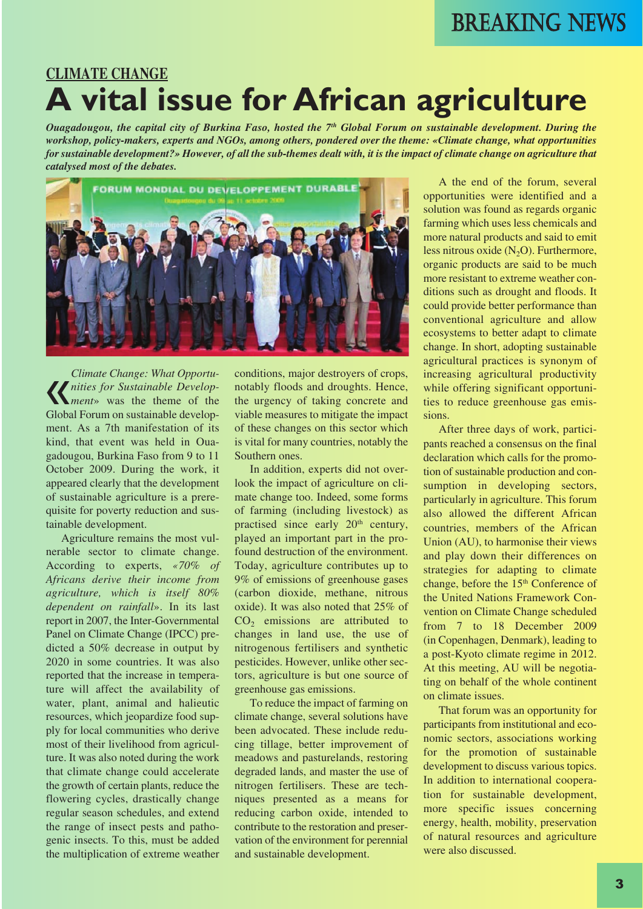CLIMATE CHANGE

# A vital issue for African agriculture

***Ouagadougou, the capital city of Burkina Faso, hosted the 7th Global Forum on sustainable development. During the workshop, policy-makers, experts and NGOs, among others, pondered over the theme: «Climate change, what opportunities for sustainable development?» However, of all the sub-themes dealt with, it is the impact of climate change on agriculture that catalysed most of the debates.***

«*Climate Change: What Opportunities for Sustainable Development*» was the theme of the Global Forum on sustainable development. As a 7th manifestation of its kind, that event was held in Ouagadougou, Burkina Faso from 9 to 11 October 2009. During the work, it appeared clearly that the development of sustainable agriculture is a prerequisite for poverty reduction and sustainable development.

Agriculture remains the most vulnerable sector to climate change. According to experts, *«70% of Africans derive their income from agriculture, which is itself 80% dependent on rainfall»*. In its last report in 2007, the Inter-Governmental Panel on Climate Change (IPCC) predicted a 50% decrease in output by 2020 in some countries. It was also reported that the increase in temperature will affect the availability of water, plant, animal and halieutic resources, which jeopardize food supply for local communities who derive most of their livelihood from agriculture. It was also noted during the work that climate change could accelerate the growth of certain plants, reduce the flowering cycles, drastically change regular season schedules, and extend the range of insect pests and pathogenic insects. To this, must be added the multiplication of extreme weather conditions, major destroyers of crops, notably floods and droughts. Hence, the urgency of taking concrete and viable measures to mitigate the impact of these changes on this sector which is vital for many countries, notably the Southern ones.

In addition, experts did not overlook the impact of agriculture on climate change too. Indeed, some forms of farming (including livestock) as practised since early 20th century, played an important part in the profound destruction of the environment. Today, agriculture contributes up to 9% of emissions of greenhouse gases (carbon dioxide, methane, nitrous oxide). It was also noted that 25% of $CO_2$ emissions are attributed to changes in land use, the use of nitrogenous fertilisers and synthetic pesticides. However, unlike other sectors, agriculture is but one source of greenhouse gas emissions.

To reduce the impact of farming on climate change, several solutions have been advocated. These include reducing tillage, better improvement of meadows and pasturelands, restoring degraded lands, and master the use of nitrogen fertilisers. These are techniques presented as a means for reducing carbon oxide, intended to contribute to the restoration and preservation of the environment for perennial and sustainable development.

A the end of the forum, several opportunities were identified and a solution was found as regards organic farming which uses less chemicals and more natural products and said to emit less nitrous oxide ($N_2O$). Furthermore, organic products are said to be much more resistant to extreme weather conditions such as drought and floods. It could provide better performance than conventional agriculture and allow ecosystems to better adapt to climate change. In short, adopting sustainable agricultural practices is synonym of increasing agricultural productivity while offering significant opportunities to reduce greenhouse gas emissions.

After three days of work, participants reached a consensus on the final declaration which calls for the promotion of sustainable production and consumption in developing sectors, particularly in agriculture. This forum also allowed the different African countries, members of the African Union (AU), to harmonise their views and play down their differences on strategies for adapting to climate change, before the 15th Conference of the United Nations Framework Convention on Climate Change scheduled from 7 to 18 December 2009 (in Copenhagen, Denmark), leading to a post-Kyoto climate regime in 2012. At this meeting, AU will be negotiating on behalf of the whole continent on climate issues.

That forum was an opportunity for participants from institutional and economic sectors, associations working for the promotion of sustainable development to discuss various topics. In addition to international cooperation for sustainable development, more specific issues concerning energy, health, mobility, preservation of natural resources and agriculture were also discussed.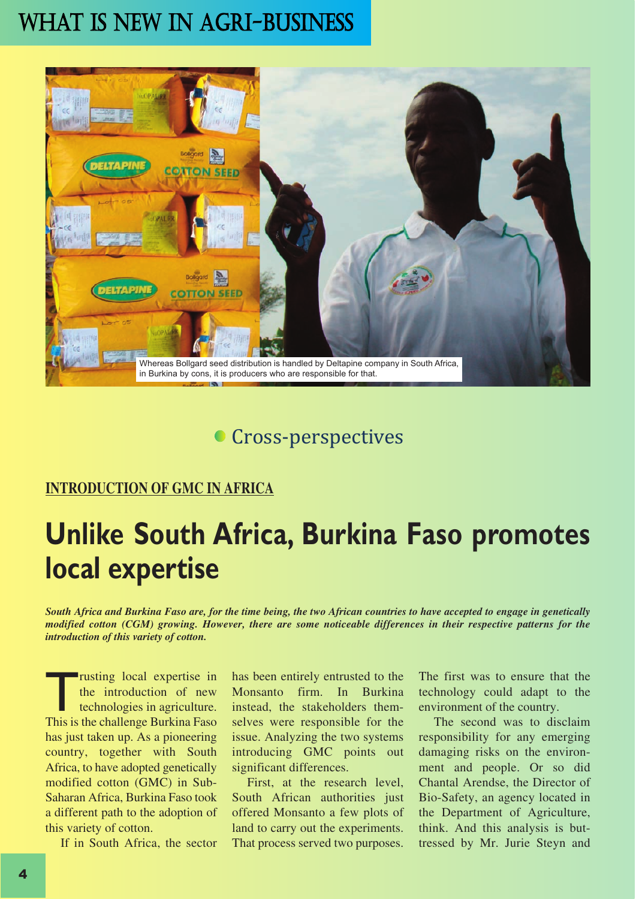WHAT IS NEW IN AGRI-BUSINESS

Whereas Bollgard seed distribution is handled by Deltapine company in South Africa, in Burkina by cons, it is producers who are responsible for that.

## Cross-perspectives

**INTRODUCTION OF GMC IN AFRICA**

# Unlike South Africa, Burkina Faso promotes local expertise

***South Africa and Burkina Faso are, for the time being, the two African countries to have accepted to engage in genetically modified cotton (CGM) growing. However, there are some noticeable differences in their respective patterns for the introduction of this variety of cotton.***

Trusting local expertise in the introduction of new technologies in agriculture. This is the challenge Burkina Faso has just taken up. As a pioneering country, together with South Africa, to have adopted genetically modified cotton (GMC) in Sub-Saharan Africa, Burkina Faso took a different path to the adoption of this variety of cotton.

If in South Africa, the sector has been entirely entrusted to the Monsanto firm. In Burkina instead, the stakeholders themselves were responsible for the issue. Analyzing the two systems introducing GMC points out significant differences.

First, at the research level, South African authorities just offered Monsanto a few plots of land to carry out the experiments. That process served two purposes. The first was to ensure that the technology could adapt to the environment of the country.

The second was to disclaim responsibility for any emerging damaging risks on the environment and people. Or so did Chantal Arendse, the Director of Bio-Safety, an agency located in the Department of Agriculture, think. And this analysis is buttressed by Mr. Jurie Steyn and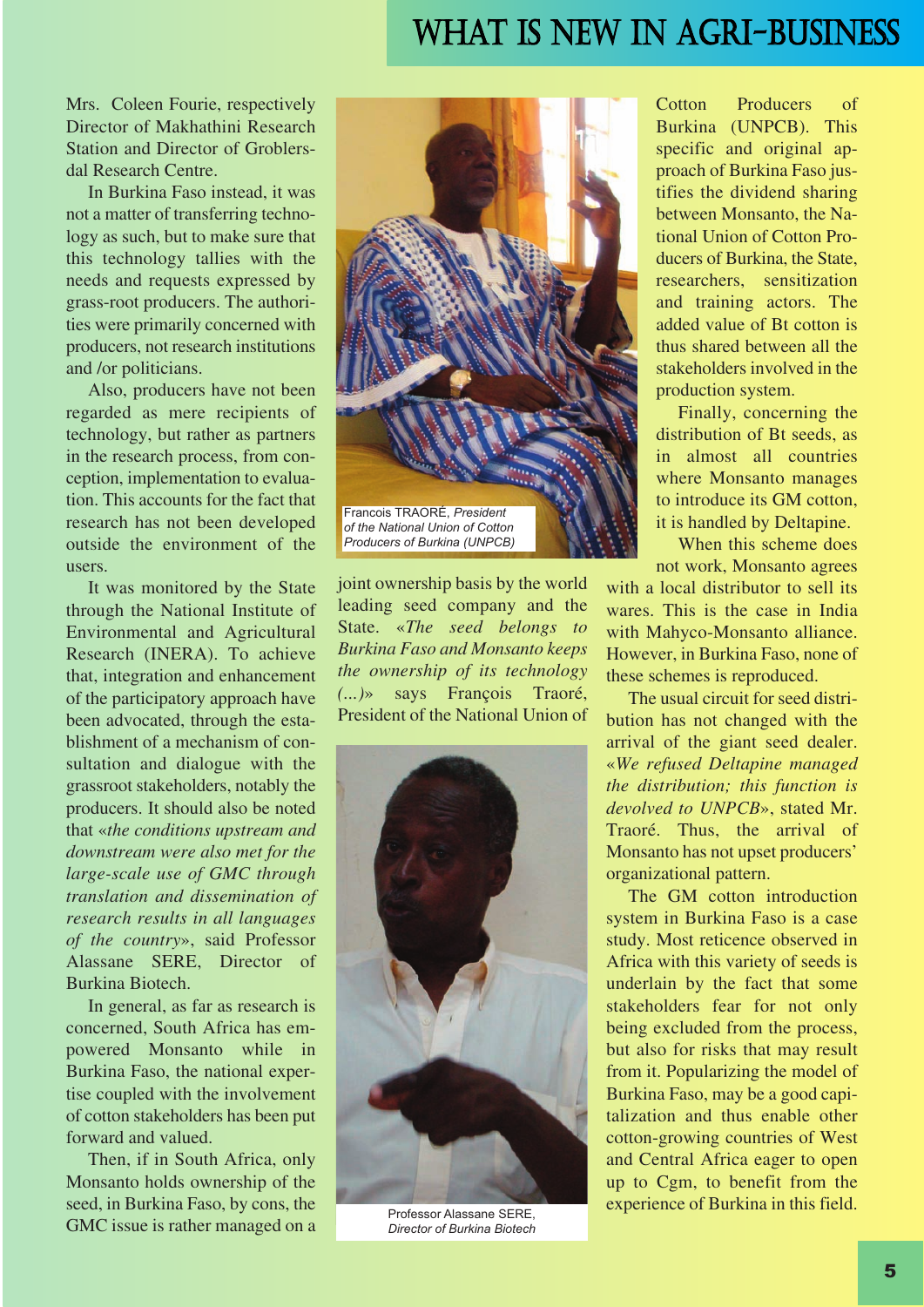Mrs. Coleen Fourie, respectively Director of Makhathini Research Station and Director of Groblersdal Research Centre.

In Burkina Faso instead, it was not a matter of transferring technology as such, but to make sure that this technology tallies with the needs and requests expressed by grass-root producers. The authorities were primarily concerned with producers, not research institutions and /or politicians.

Also, producers have not been regarded as mere recipients of technology, but rather as partners in the research process, from conception, implementation to evaluation. This accounts for the fact that research has not been developed outside the environment of the users.

It was monitored by the State through the National Institute of Environmental and Agricultural Research (INERA). To achieve that, integration and enhancement of the participatory approach have been advocated, through the establishment of a mechanism of consultation and dialogue with the grassroot stakeholders, notably the producers. It should also be noted that «*the conditions upstream and downstream were also met for the large-scale use of GMC through translation and dissemination of research results in all languages of the country*», said Professor Alassane SERE, Director of Burkina Biotech.

In general, as far as research is concerned, South Africa has empowered Monsanto while in Burkina Faso, the national expertise coupled with the involvement of cotton stakeholders has been put forward and valued.

Then, if in South Africa, only Monsanto holds ownership of the seed, in Burkina Faso, by cons, the GMC issue is rather managed on a joint ownership basis by the world leading seed company and the State. «*The seed belongs to Burkina Faso and Monsanto keeps the ownership of its technology (...)*» says François Traoré, President of the National Union of Cotton Producers of Burkina (UNPCB). This specific and original approach of Burkina Faso justifies the dividend sharing between Monsanto, the National Union of Cotton Producers of Burkina, the State, researchers, sensitization and training actors. The added value of Bt cotton is thus shared between all the stakeholders involved in the production system.

Francois TRAORÉ, *President of the National Union of Cotton Producers of Burkina (UNPCB)*

Professor Alassane SERE, *Director of Burkina Biotech*

Finally, concerning the distribution of Bt seeds, as in almost all countries where Monsanto manages to introduce its GM cotton, it is handled by Deltapine.

When this scheme does not work, Monsanto agrees with a local distributor to sell its wares. This is the case in India with Mahyco-Monsanto alliance. However, in Burkina Faso, none of these schemes is reproduced.

The usual circuit for seed distribution has not changed with the arrival of the giant seed dealer. «*We refused Deltapine managed the distribution; this function is devolved to UNPCB*», stated Mr. Traoré. Thus, the arrival of Monsanto has not upset producers' organizational pattern.

The GM cotton introduction system in Burkina Faso is a case study. Most reticence observed in Africa with this variety of seeds is underlain by the fact that some stakeholders fear for not only being excluded from the process, but also for risks that may result from it. Popularizing the model of Burkina Faso, may be a good capitalization and thus enable other cotton-growing countries of West and Central Africa eager to open up to Cgm, to benefit from the experience of Burkina in this field.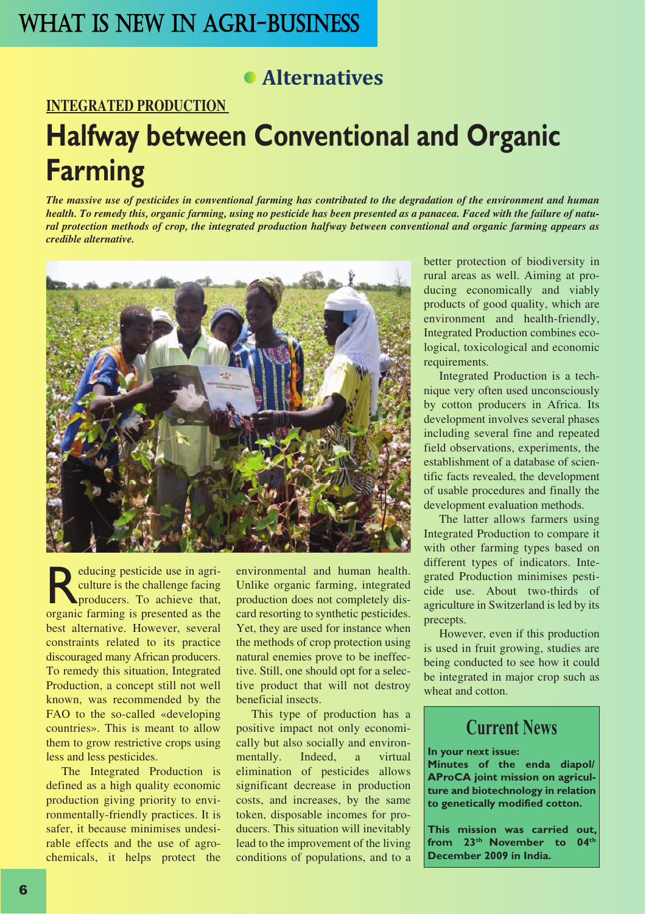# WHAT IS NEW IN AGRI-BUSINESS

## Alternatives

**INTEGRATED PRODUCTION**

# Halfway between Conventional and Organic Farming

***The massive use of pesticides in conventional farming has contributed to the degradation of the environment and human health. To remedy this, organic farming, using no pesticide has been presented as a panacea. Faced with the failure of natural protection methods of crop, the integrated production halfway between conventional and organic farming appears as credible alternative.***

Reducing pesticide use in agriculture is the challenge facing producers. To achieve that, organic farming is presented as the best alternative. However, several constraints related to its practice discouraged many African producers. To remedy this situation, Integrated Production, a concept still not well known, was recommended by the FAO to the so-called «developing countries». This is meant to allow them to grow restrictive crops using less and less pesticides.

The Integrated Production is defined as a high quality economic production giving priority to environmentally-friendly practices. It is safer, it because minimises undesirable effects and the use of agrochemicals, it helps protect the environmental and human health. Unlike organic farming, integrated production does not completely discard resorting to synthetic pesticides. Yet, they are used for instance when the methods of crop protection using natural enemies prove to be ineffective. Still, one should opt for a selective product that will not destroy beneficial insects.

This type of production has a positive impact not only economically but also socially and environmentally. Indeed, a virtual elimination of pesticides allows significant decrease in production costs, and increases, by the same token, disposable incomes for producers. This situation will inevitably lead to the improvement of the living conditions of populations, and to a better protection of biodiversity in rural areas as well. Aiming at producing economically and viably products of good quality, which are environment and health-friendly, Integrated Production combines ecological, toxicological and economic requirements.

Integrated Production is a technique very often used unconsciously by cotton producers in Africa. Its development involves several phases including several fine and repeated field observations, experiments, the establishment of a database of scientific facts revealed, the development of usable procedures and finally the development evaluation methods.

The latter allows farmers using Integrated Production to compare it with other farming types based on different types of indicators. Integrated Production minimises pesticide use. About two-thirds of agriculture in Switzerland is led by its precepts.

However, even if this production is used in fruit growing, studies are being conducted to see how it could be integrated in major crop such as wheat and cotton.

## Current News

**In your next issue:**
**Minutes of the enda diapol/ AProCA joint mission on agriculture and biotechnology in relation to genetically modified cotton.**

**This mission was carried out, from 23rd November to 04th December 2009 in India.**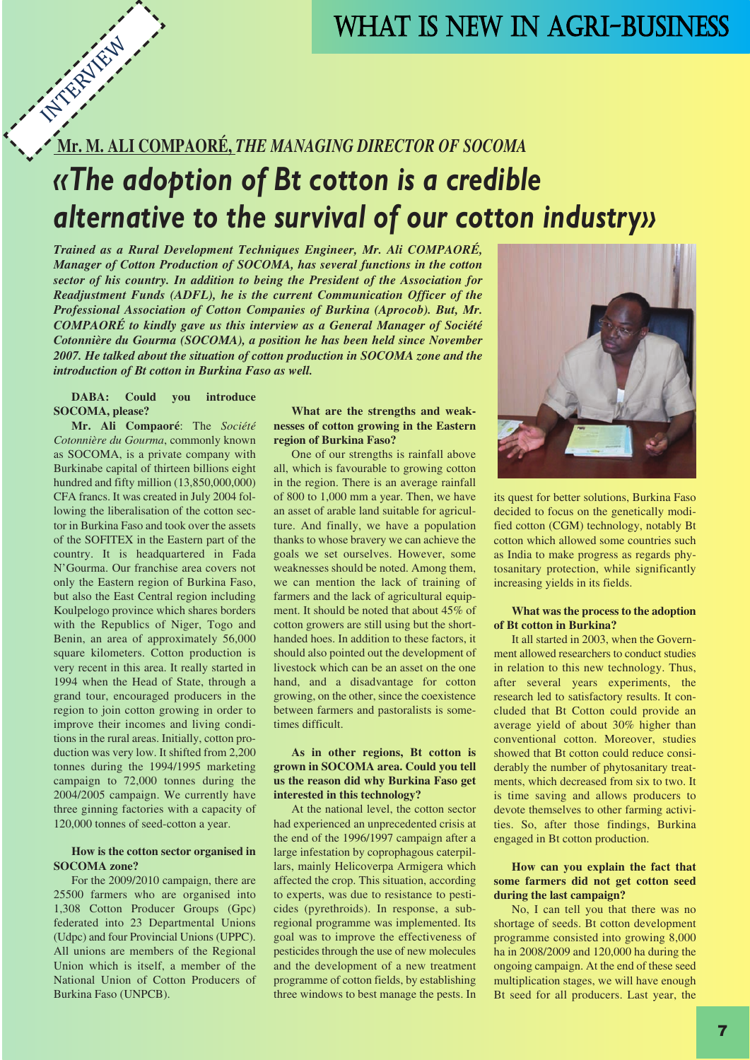INTERVIEW

# WHAT IS NEW IN AGRI-BUSINESS

**Mr. M. ALI COMPAORÉ,** ***THE MANAGING DIRECTOR OF SOCOMA***

# «The adoption of Bt cotton is a credible alternative to the survival of our cotton industry»

***Trained as a Rural Development Techniques Engineer, Mr. Ali COMPAORÉ, Manager of Cotton Production of SOCOMA, has several functions in the cotton sector of his country. In addition to being the President of the Association for Readjustment Funds (ADFL), he is the current Communication Officer of the Professional Association of Cotton Companies of Burkina (Aprocob). But, Mr. COMPAORÉ to kindly gave us this interview as a General Manager of Société Cotonnière du Gourma (SOCOMA), a position he has been held since November 2007. He talked about the situation of cotton production in SOCOMA zone and the introduction of Bt cotton in Burkina Faso as well.***

**DABA: Could you introduce SOCOMA, please?**

**Mr. Ali Compaoré**: The *Société Cotonnière du Gourma*, commonly known as SOCOMA, is a private company with Burkinabe capital of thirteen billions eight hundred and fifty million (13,850,000,000) CFA francs. It was created in July 2004 following the liberalisation of the cotton sector in Burkina Faso and took over the assets of the SOFITEX in the Eastern part of the country. It is headquartered in Fada N'Gourma. Our franchise area covers not only the Eastern region of Burkina Faso, but also the East Central region including Koulpelogo province which shares borders with the Republics of Niger, Togo and Benin, an area of approximately 56,000 square kilometers. Cotton production is very recent in this area. It really started in 1994 when the Head of State, through a grand tour, encouraged producers in the region to join cotton growing in order to improve their incomes and living conditions in the rural areas. Initially, cotton production was very low. It shifted from 2,200 tonnes during the 1994/1995 marketing campaign to 72,000 tonnes during the 2004/2005 campaign. We currently have three ginning factories with a capacity of 120,000 tonnes of seed-cotton a year.

**How is the cotton sector organised in SOCOMA zone?**

For the 2009/2010 campaign, there are 25500 farmers who are organised into 1,308 Cotton Producer Groups (Gpc) federated into 23 Departmental Unions (Udpc) and four Provincial Unions (UPPC). All unions are members of the Regional Union which is itself, a member of the National Union of Cotton Producers of Burkina Faso (UNPCB).

**What are the strengths and weaknesses of cotton growing in the Eastern region of Burkina Faso?**

One of our strengths is rainfall above all, which is favourable to growing cotton in the region. There is an average rainfall of 800 to 1,000 mm a year. Then, we have an asset of arable land suitable for agriculture. And finally, we have a population thanks to whose bravery we can achieve the goals we set ourselves. However, some weaknesses should be noted. Among them, we can mention the lack of training of farmers and the lack of agricultural equipment. It should be noted that about 45% of cotton growers are still using but the short-handed hoes. In addition to these factors, it should also pointed out the development of livestock which can be an asset on the one hand, and a disadvantage for cotton growing, on the other, since the coexistence between farmers and pastoralists is sometimes difficult.

**As in other regions, Bt cotton is grown in SOCOMA area. Could you tell us the reason did why Burkina Faso get interested in this technology?**

At the national level, the cotton sector had experienced an unprecedented crisis at the end of the 1996/1997 campaign after a large infestation by coprophagous caterpillars, mainly Helicoverpa Armigera which affected the crop. This situation, according to experts, was due to resistance to pesticides (pyrethroids). In response, a sub-regional programme was implemented. Its goal was to improve the effectiveness of pesticides through the use of new molecules and the development of a new treatment programme of cotton fields, by establishing three windows to best manage the pests. In its quest for better solutions, Burkina Faso decided to focus on the genetically modified cotton (CGM) technology, notably Bt cotton which allowed some countries such as India to make progress as regards phytosanitary protection, while significantly increasing yields in its fields.

**What was the process to the adoption of Bt cotton in Burkina?**

It all started in 2003, when the Government allowed researchers to conduct studies in relation to this new technology. Thus, after several years experiments, the research led to satisfactory results. It concluded that Bt Cotton could provide an average yield of about 30% higher than conventional cotton. Moreover, studies showed that Bt cotton could reduce considerably the number of phytosanitary treatments, which decreased from six to two. It is time saving and allows producers to devote themselves to other farming activities. So, after those findings, Burkina engaged in Bt cotton production.

**How can you explain the fact that some farmers did not get cotton seed during the last campaign?**

No, I can tell you that there was no shortage of seeds. Bt cotton development programme consisted into growing 8,000 ha in 2008/2009 and 120,000 ha during the ongoing campaign. At the end of these seed multiplication stages, we will have enough Bt seed for all producers. Last year, the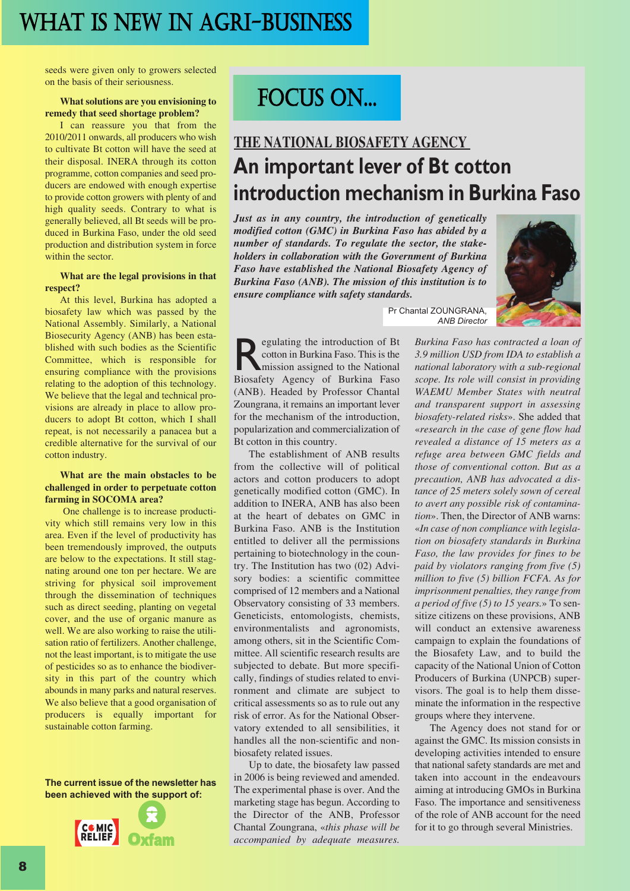# WHAT IS NEW IN AGRI-BUSINESS

seeds were given only to growers selected on the basis of their seriousness.

**What solutions are you envisioning to remedy that seed shortage problem?**

I can reassure you that from the 2010/2011 onwards, all producers who wish to cultivate Bt cotton will have the seed at their disposal. INERA through its cotton programme, cotton companies and seed producers are endowed with enough expertise to provide cotton growers with plenty of and high quality seeds. Contrary to what is generally believed, all Bt seeds will be produced in Burkina Faso, under the old seed production and distribution system in force within the sector.

**What are the legal provisions in that respect?**

At this level, Burkina has adopted a biosafety law which was passed by the National Assembly. Similarly, a National Biosecurity Agency (ANB) has been established with such bodies as the Scientific Committee, which is responsible for ensuring compliance with the provisions relating to the adoption of this technology. We believe that the legal and technical provisions are already in place to allow producers to adopt Bt cotton, which I shall repeat, is not necessarily a panacea but a credible alternative for the survival of our cotton industry.

**What are the main obstacles to be challenged in order to perpetuate cotton farming in SOCOMA area?**

One challenge is to increase productivity which still remains very low in this area. Even if the level of productivity has been tremendously improved, the outputs are below to the expectations. It still stagnating around one ton per hectare. We are striving for physical soil improvement through the dissemination of techniques such as direct seeding, planting on vegetal cover, and the use of organic manure as well. We are also working to raise the utilisation ratio of fertilizers. Another challenge, not the least important, is to mitigate the use of pesticides so as to enhance the biodiversity in this part of the country which abounds in many parks and natural reserves. We also believe that a good organisation of producers is equally important for sustainable cotton farming.

**The current issue of the newsletter has been achieved with the support of:**

COMIC RELIEF Oxfam

## FOCUS ON...

### THE NATIONAL BIOSAFETY AGENCY

## An important lever of Bt cotton introduction mechanism in Burkina Faso

***Just as in any country, the introduction of genetically modified cotton (GMC) in Burkina Faso has abided by a number of standards. To regulate the sector, the stakeholders in collaboration with the Government of Burkina Faso have established the National Biosafety Agency of Burkina Faso (ANB). The mission of this institution is to ensure compliance with safety standards.***

Pr Chantal ZOUNGRANA, *ANB Director*

Regulating the introduction of Bt cotton in Burkina Faso. This is the mission assigned to the National Biosafety Agency of Burkina Faso (ANB). Headed by Professor Chantal Zoungrana, it remains an important lever for the mechanism of the introduction, popularization and commercialization of Bt cotton in this country.

The establishment of ANB results from the collective will of political actors and cotton producers to adopt genetically modified cotton (GMC). In addition to INERA, ANB has also been at the heart of debates on GMC in Burkina Faso. ANB is the Institution entitled to deliver all the permissions pertaining to biotechnology in the country. The Institution has two (02) Advisory bodies: a scientific committee comprised of 12 members and a National Observatory consisting of 33 members. Geneticists, entomologists, chemists, environmentalists and agronomists, among others, sit in the Scientific Committee. All scientific research results are subjected to debate. But more specifically, findings of studies related to environment and climate are subject to critical assessments so as to rule out any risk of error. As for the National Observatory extended to all sensibilities, it handles all the non-scientific and non-biosafety related issues.

Up to date, the biosafety law passed in 2006 is being reviewed and amended. The experimental phase is over. And the marketing stage has begun. According to the Director of the ANB, Professor Chantal Zoungrana, *«this phase will be accompanied by adequate measures. Burkina Faso has contracted a loan of 3.9 million USD from IDA to establish a national laboratory with a sub-regional scope. Its role will consist in providing WAEMU Member States with neutral and transparent support in assessing biosafety-related risks»*. She added that *«research in the case of gene flow had revealed a distance of 15 meters as a refuge area between GMC fields and those of conventional cotton. But as a precaution, ANB has advocated a distance of 25 meters solely sown of cereal to avert any possible risk of contamination»*. Then, the Director of ANB warns: *«In case of non compliance with legislation on biosafety standards in Burkina Faso, the law provides for fines to be paid by violators ranging from five (5) million to five (5) billion FCFA. As for imprisonment penalties, they range from a period of five (5) to 15 years.»* To sensitize citizens on these provisions, ANB will conduct an extensive awareness campaign to explain the foundations of the Biosafety Law, and to build the capacity of the National Union of Cotton Producers of Burkina (UNPCB) supervisors. The goal is to help them disseminate the information in the respective groups where they intervene.

The Agency does not stand for or against the GMC. Its mission consists in developing activities intended to ensure that national safety standards are met and taken into account in the endeavours aiming at introducing GMOs in Burkina Faso. The importance and sensitiveness of the role of ANB account for the need for it to go through several Ministries.